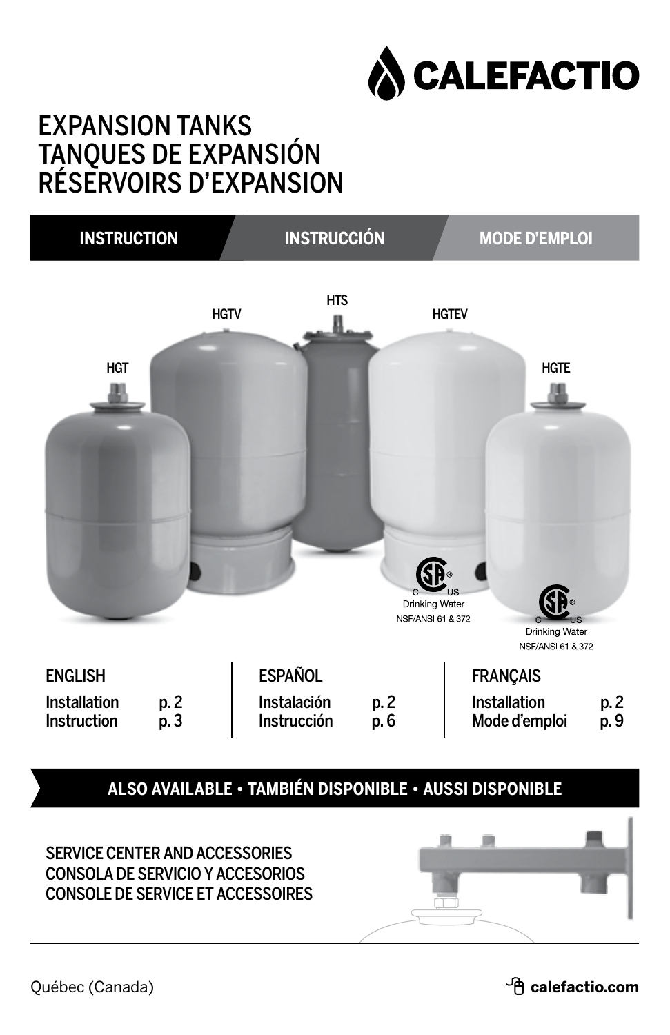CALEFACTIO

# EXPANSION TANKS
# TANQUES DE EXPANSIÓN
# RÉSERVOIRS D'EXPANSION

**INSTRUCTION** | **INSTRUCCIÓN** | **MODE D'EMPLOI**

HGT HGTV HTS HGTEV HGTE

C US Drinking Water NSF/ANSI 61 & 372

C US Drinking Water NSF/ANSI 61 & 372

| ENGLISH | | ESPAÑOL | | FRANÇAIS | |
|---|---|---|---|---|---|
| Installation | p. 2 | Instalación | p. 2 | Installation | p. 2 |
| Instruction | p. 3 | Instrucción | p. 6 | Mode d'emploi | p. 9 |

**ALSO AVAILABLE • TAMBIÉN DISPONIBLE • AUSSI DISPONIBLE**

SERVICE CENTER AND ACCESSORIES
CONSOLA DE SERVICIO Y ACCESORIOS
CONSOLE DE SERVICE ET ACCESSOIRES

Québec (Canada)

**calefactio.com**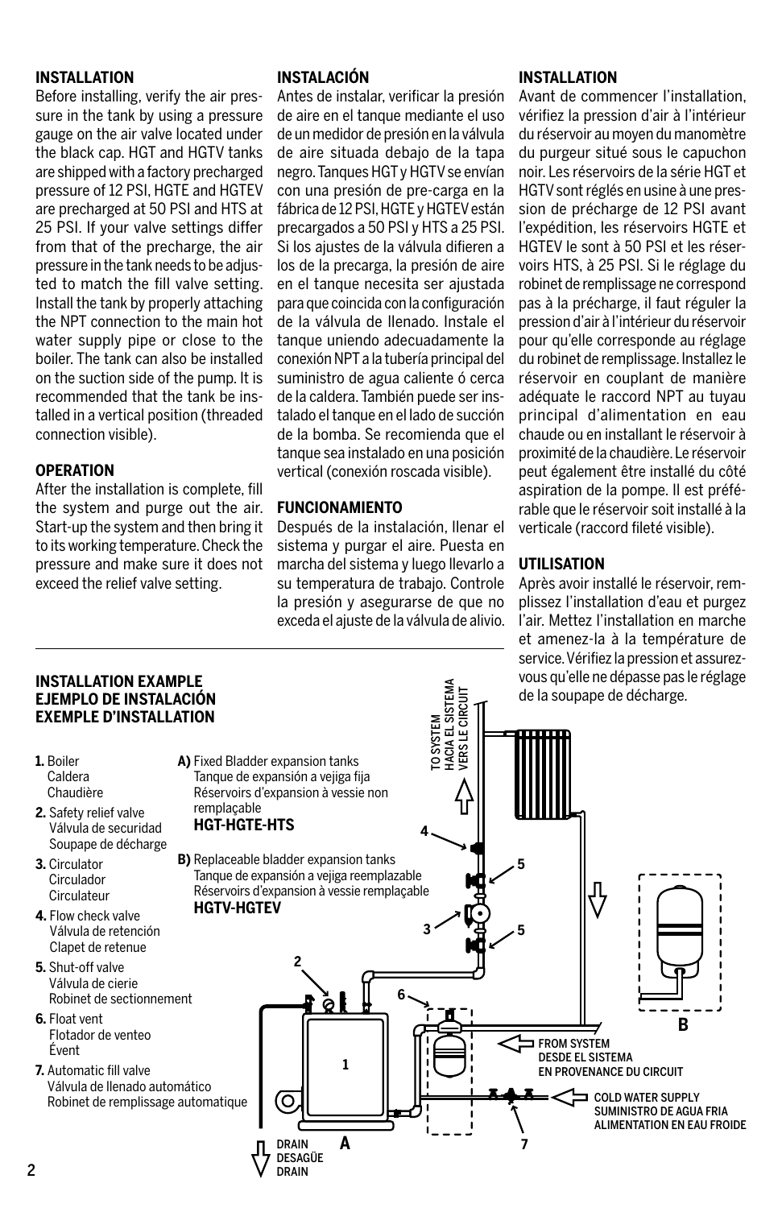### INSTALLATION

Before installing, verify the air pressure in the tank by using a pressure gauge on the air valve located under the black cap. HGT and HGTV tanks are shipped with a factory precharged pressure of 12 PSI, HGTE and HGTEV are precharged at 50 PSI and HTS at 25 PSI. If your valve settings differ from that of the precharge, the air pressure in the tank needs to be adjusted to match the fill valve setting. Install the tank by properly attaching the NPT connection to the main hot water supply pipe or close to the boiler. The tank can also be installed on the suction side of the pump. It is recommended that the tank be installed in a vertical position (threaded connection visible).

### OPERATION

After the installation is complete, fill the system and purge out the air. Start-up the system and then bring it to its working temperature. Check the pressure and make sure it does not exceed the relief valve setting.

### INSTALACIÓN

Antes de instalar, verificar la presión de aire en el tanque mediante el uso de un medidor de presión en la válvula de aire situada debajo de la tapa negro. Tanques HGT y HGTV se envían con una presión de pre-carga en la fábrica de 12 PSI, HGTE y HGTEV están precargados a 50 PSI y HTS a 25 PSI. Si los ajustes de la válvula difieren a los de la precarga, la presión de aire en el tanque necesita ser ajustada para que coincida con la configuración de la válvula de llenado. Instale el tanque uniendo adecuadamente la conexión NPT a la tubería principal del suministro de agua caliente ó cerca de la caldera. También puede ser instalado el tanque en el lado de succión de la bomba. Se recomienda que el tanque sea instalado en una posición vertical (conexión roscada visible).

### FUNCIONAMIENTO

Después de la instalación, llenar el sistema y purgar el aire. Puesta en marcha del sistema y luego llevarlo a su temperatura de trabajo. Controle la presión y asegurarse de que no exceda el ajuste de la válvula de alivio.

### INSTALLATION

Avant de commencer l'installation, vérifiez la pression d'air à l'intérieur du réservoir au moyen du manomètre du purgeur situé sous le capuchon noir. Les réservoirs de la série HGT et HGTV sont réglés en usine à une pression de précharge de 12 PSI avant l'expédition, les réservoirs HGTE et HGTEV le sont à 50 PSI et les réservoirs HTS, à 25 PSI. Si le réglage du robinet de remplissage ne correspond pas à la précharge, il faut réguler la pression d'air à l'intérieur du réservoir pour qu'elle corresponde au réglage du robinet de remplissage. Installez le réservoir en couplant de manière adéquate le raccord NPT au tuyau principal d'alimentation en eau chaude ou en installant le réservoir à proximité de la chaudière. Le réservoir peut également être installé du côté aspiration de la pompe. Il est préférable que le réservoir soit installé à la verticale (raccord fileté visible).

### UTILISATION

Après avoir installé le réservoir, remplissez l'installation d'eau et purgez l'air. Mettez l'installation en marche et amenez-la à la température de service. Vérifiez la pression et assurez-vous qu'elle ne dépasse pas le réglage de la soupape de décharge.

---

### INSTALLATION EXAMPLE
### EJEMPLO DE INSTALACIÓN
### EXEMPLE D'INSTALLATION

1. Boiler / Caldera / Chaudière
2. Safety relief valve / Válvula de securidad / Soupape de décharge
3. Circulator / Circulador / Circulateur
4. Flow check valve / Válvula de retención / Clapet de retenue
5. Shut-off valve / Válvula de cierie / Robinet de sectionnement
6. Float vent / Flotador de venteo / Évent
7. Automatic fill valve / Válvula de llenado automático / Robinet de remplissage automatique

**A)** Fixed Bladder expansion tanks / Tanque de expansión a vejiga fija / Réservoirs d'expansion à vessie non remplaçable
**HGT-HGTE-HTS**

**B)** Replaceable bladder expansion tanks / Tanque de expansión a vejiga reemplazable / Réservoirs d'expansion à vessie remplaçable
**HGTV-HGTEV**

TO SYSTEM / HACIA EL SISTEMA / VERS LE CIRCUIT

FROM SYSTEM / DESDE EL SISTEMA / EN PROVENANCE DU CIRCUIT

COLD WATER SUPPLY / SUMINISTRO DE AGUA FRIA / ALIMENTATION EN EAU FROIDE

DRAIN / DESAGÜE / DRAIN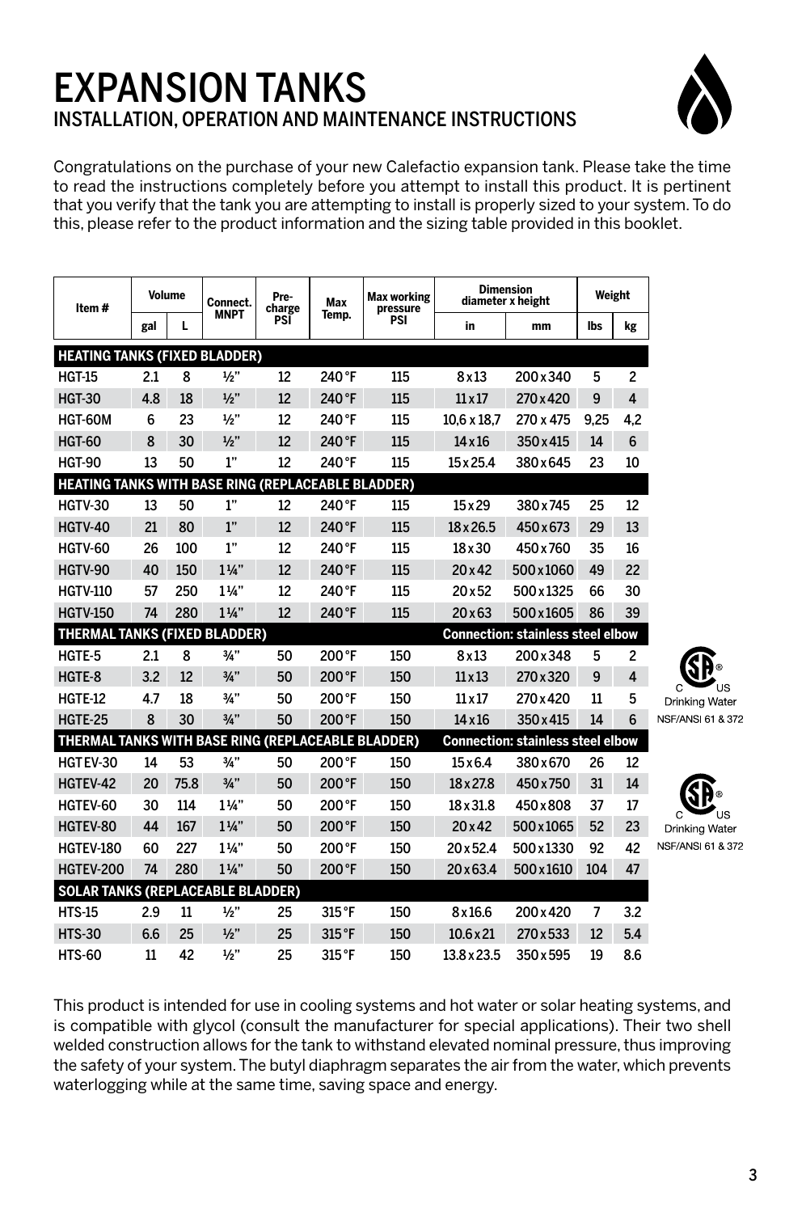# EXPANSION TANKS

## INSTALLATION, OPERATION AND MAINTENANCE INSTRUCTIONS

Congratulations on the purchase of your new Calefactio expansion tank. Please take the time to read the instructions completely before you attempt to install this product. It is pertinent that you verify that the tank you are attempting to install is properly sized to your system. To do this, please refer to the product information and the sizing table provided in this booklet.

| Item # | Volume | | Connect. MNPT | Pre-charge PSI | Max Temp. | Max working pressure PSI | Dimension diameter x height | | Weight | |
|---|---|---|---|---|---|---|---|---|---|---|
| | gal | L | | | | | in | mm | lbs | kg |
| **HEATING TANKS (FIXED BLADDER)** | | | | | | | | | | |
| HGT-15 | 2.1 | 8 | ½" | 12 | 240 °F | 115 | 8 x 13 | 200 x 340 | 5 | 2 |
| HGT-30 | 4.8 | 18 | ½" | 12 | 240 °F | 115 | 11 x 17 | 270 x 420 | 9 | 4 |
| HGT-60M | 6 | 23 | ½" | 12 | 240 °F | 115 | 10,6 x 18,7 | 270 x 475 | 9,25 | 4,2 |
| HGT-60 | 8 | 30 | ½" | 12 | 240 °F | 115 | 14 x 16 | 350 x 415 | 14 | 6 |
| HGT-90 | 13 | 50 | 1" | 12 | 240 °F | 115 | 15 x 25.4 | 380 x 645 | 23 | 10 |
| **HEATING TANKS WITH BASE RING (REPLACEABLE BLADDER)** | | | | | | | | | | |
| HGTV-30 | 13 | 50 | 1" | 12 | 240 °F | 115 | 15 x 29 | 380 x 745 | 25 | 12 |
| HGTV-40 | 21 | 80 | 1" | 12 | 240 °F | 115 | 18 x 26.5 | 450 x 673 | 29 | 13 |
| HGTV-60 | 26 | 100 | 1" | 12 | 240 °F | 115 | 18 x 30 | 450 x 760 | 35 | 16 |
| HGTV-90 | 40 | 150 | 1¼" | 12 | 240 °F | 115 | 20 x 42 | 500 x 1060 | 49 | 22 |
| HGTV-110 | 57 | 250 | 1¼" | 12 | 240 °F | 115 | 20 x 52 | 500 x 1325 | 66 | 30 |
| HGTV-150 | 74 | 280 | 1¼" | 12 | 240 °F | 115 | 20 x 63 | 500 x 1605 | 86 | 39 |
| **THERMAL TANKS (FIXED BLADDER)** | | | | | | | **Connection: stainless steel elbow** | | | |
| HGTE-5 | 2.1 | 8 | ¾" | 50 | 200 °F | 150 | 8 x 13 | 200 x 348 | 5 | 2 |
| HGTE-8 | 3.2 | 12 | ¾" | 50 | 200 °F | 150 | 11 x 13 | 270 x 320 | 9 | 4 |
| HGTE-12 | 4.7 | 18 | ¾" | 50 | 200 °F | 150 | 11 x 17 | 270 x 420 | 11 | 5 |
| HGTE-25 | 8 | 30 | ¾" | 50 | 200 °F | 150 | 14 x 16 | 350 x 415 | 14 | 6 |
| **THERMAL TANKS WITH BASE RING (REPLACEABLE BLADDER)** | | | | | | | **Connection: stainless steel elbow** | | | |
| HGTEV-30 | 14 | 53 | ¾" | 50 | 200 °F | 150 | 15 x 6.4 | 380 x 670 | 26 | 12 |
| HGTEV-42 | 20 | 75.8 | ¾" | 50 | 200 °F | 150 | 18 x 27.8 | 450 x 750 | 31 | 14 |
| HGTEV-60 | 30 | 114 | 1¼" | 50 | 200 °F | 150 | 18 x 31.8 | 450 x 808 | 37 | 17 |
| HGTEV-80 | 44 | 167 | 1¼" | 50 | 200 °F | 150 | 20 x 42 | 500 x 1065 | 52 | 23 |
| HGTEV-180 | 60 | 227 | 1¼" | 50 | 200 °F | 150 | 20 x 52.4 | 500 x 1330 | 92 | 42 |
| HGTEV-200 | 74 | 280 | 1¼" | 50 | 200 °F | 150 | 20 x 63.4 | 500 x 1610 | 104 | 47 |
| **SOLAR TANKS (REPLACEABLE BLADDER)** | | | | | | | | | | |
| HTS-15 | 2.9 | 11 | ½" | 25 | 315 °F | 150 | 8 x 16.6 | 200 x 420 | 7 | 3.2 |
| HTS-30 | 6.6 | 25 | ½" | 25 | 315 °F | 150 | 10.6 x 21 | 270 x 533 | 12 | 5.4 |
| HTS-60 | 11 | 42 | ½" | 25 | 315 °F | 150 | 13.8 x 23.5 | 350 x 595 | 19 | 8.6 |

C US Drinking Water NSF/ANSI 61 & 372

C US Drinking Water NSF/ANSI 61 & 372

This product is intended for use in cooling systems and hot water or solar heating systems, and is compatible with glycol (consult the manufacturer for special applications). Their two shell welded construction allows for the tank to withstand elevated nominal pressure, thus improving the safety of your system. The butyl diaphragm separates the air from the water, which prevents waterlogging while at the same time, saving space and energy.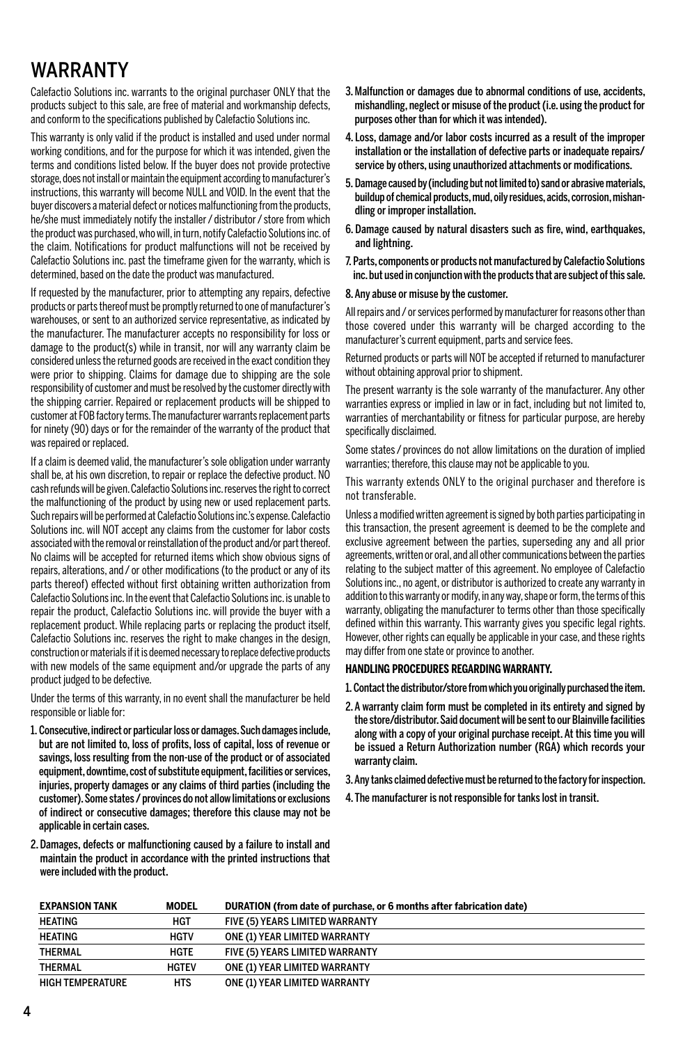# WARRANTY

Calefactio Solutions inc. warrants to the original purchaser ONLY that the products subject to this sale, are free of material and workmanship defects, and conform to the specifications published by Calefactio Solutions inc.

This warranty is only valid if the product is installed and used under normal working conditions, and for the purpose for which it was intended, given the terms and conditions listed below. If the buyer does not provide protective storage, does not install or maintain the equipment according to manufacturer's instructions, this warranty will become NULL and VOID. In the event that the buyer discovers a material defect or notices malfunctioning from the products, he/she must immediately notify the installer / distributor / store from which the product was purchased, who will, in turn, notify Calefactio Solutions inc. of the claim. Notifications for product malfunctions will not be received by Calefactio Solutions inc. past the timeframe given for the warranty, which is determined, based on the date the product was manufactured.

If requested by the manufacturer, prior to attempting any repairs, defective products or parts thereof must be promptly returned to one of manufacturer's warehouses, or sent to an authorized service representative, as indicated by the manufacturer. The manufacturer accepts no responsibility for loss or damage to the product(s) while in transit, nor will any warranty claim be considered unless the returned goods are received in the exact condition they were prior to shipping. Claims for damage due to shipping are the sole responsibility of customer and must be resolved by the customer directly with the shipping carrier. Repaired or replacement products will be shipped to customer at FOB factory terms. The manufacturer warrants replacement parts for ninety (90) days or for the remainder of the warranty of the product that was repaired or replaced.

If a claim is deemed valid, the manufacturer's sole obligation under warranty shall be, at his own discretion, to repair or replace the defective product. NO cash refunds will be given. Calefactio Solutions inc. reserves the right to correct the malfunctioning of the product by using new or used replacement parts. Such repairs will be performed at Calefactio Solutions inc.'s expense. Calefactio Solutions inc. will NOT accept any claims from the customer for labor costs associated with the removal or reinstallation of the product and/or part thereof. No claims will be accepted for returned items which show obvious signs of repairs, alterations, and / or other modifications (to the product or any of its parts thereof) effected without first obtaining written authorization from Calefactio Solutions inc. In the event that Calefactio Solutions inc. is unable to repair the product, Calefactio Solutions inc. will provide the buyer with a replacement product. While replacing parts or replacing the product itself, Calefactio Solutions inc. reserves the right to make changes in the design, construction or materials if it is deemed necessary to replace defective products with new models of the same equipment and/or upgrade the parts of any product judged to be defective.

Under the terms of this warranty, in no event shall the manufacturer be held responsible or liable for:

1. **Consecutive, indirect or particular loss or damages. Such damages include, but are not limited to, loss of profits, loss of capital, loss of revenue or savings, loss resulting from the non-use of the product or of associated equipment, downtime, cost of substitute equipment, facilities or services, injuries, property damages or any claims of third parties (including the customer). Some states / provinces do not allow limitations or exclusions of indirect or consecutive damages; therefore this clause may not be applicable in certain cases.**
2. **Damages, defects or malfunctioning caused by a failure to install and maintain the product in accordance with the printed instructions that were included with the product.**
3. **Malfunction or damages due to abnormal conditions of use, accidents, mishandling, neglect or misuse of the product (i.e. using the product for purposes other than for which it was intended).**
4. **Loss, damage and/or labor costs incurred as a result of the improper installation or the installation of defective parts or inadequate repairs/ service by others, using unauthorized attachments or modifications.**
5. **Damage caused by (including but not limited to) sand or abrasive materials, buildup of chemical products, mud, oily residues, acids, corrosion, mishandling or improper installation.**
6. **Damage caused by natural disasters such as fire, wind, earthquakes, and lightning.**
7. **Parts, components or products not manufactured by Calefactio Solutions inc. but used in conjunction with the products that are subject of this sale.**
8. **Any abuse or misuse by the customer.**

All repairs and / or services performed by manufacturer for reasons other than those covered under this warranty will be charged according to the manufacturer's current equipment, parts and service fees.

Returned products or parts will NOT be accepted if returned to manufacturer without obtaining approval prior to shipment.

The present warranty is the sole warranty of the manufacturer. Any other warranties express or implied in law or in fact, including but not limited to, warranties of merchantability or fitness for particular purpose, are hereby specifically disclaimed.

Some states / provinces do not allow limitations on the duration of implied warranties; therefore, this clause may not be applicable to you.

This warranty extends ONLY to the original purchaser and therefore is not transferable.

Unless a modified written agreement is signed by both parties participating in this transaction, the present agreement is deemed to be the complete and exclusive agreement between the parties, superseding any and all prior agreements, written or oral, and all other communications between the parties relating to the subject matter of this agreement. No employee of Calefactio Solutions inc., no agent, or distributor is authorized to create any warranty in addition to this warranty or modify, in any way, shape or form, the terms of this warranty, obligating the manufacturer to terms other than those specifically defined within this warranty. This warranty gives you specific legal rights. However, other rights can equally be applicable in your case, and these rights may differ from one state or province to another.

**HANDLING PROCEDURES REGARDING WARRANTY.**

1. **Contact the distributor/store from which you originally purchased the item.**
2. **A warranty claim form must be completed in its entirety and signed by the store/distributor. Said document will be sent to our Blainville facilities along with a copy of your original purchase receipt. At this time you will be issued a Return Authorization number (RGA) which records your warranty claim.**
3. **Any tanks claimed defective must be returned to the factory for inspection.**
4. **The manufacturer is not responsible for tanks lost in transit.**

| EXPANSION TANK | MODEL | DURATION (from date of purchase, or 6 months after fabrication date) |
|---|---|---|
| HEATING | HGT | FIVE (5) YEARS LIMITED WARRANTY |
| HEATING | HGTV | ONE (1) YEAR LIMITED WARRANTY |
| THERMAL | HGTE | FIVE (5) YEARS LIMITED WARRANTY |
| THERMAL | HGTEV | ONE (1) YEAR LIMITED WARRANTY |
| HIGH TEMPERATURE | HTS | ONE (1) YEAR LIMITED WARRANTY |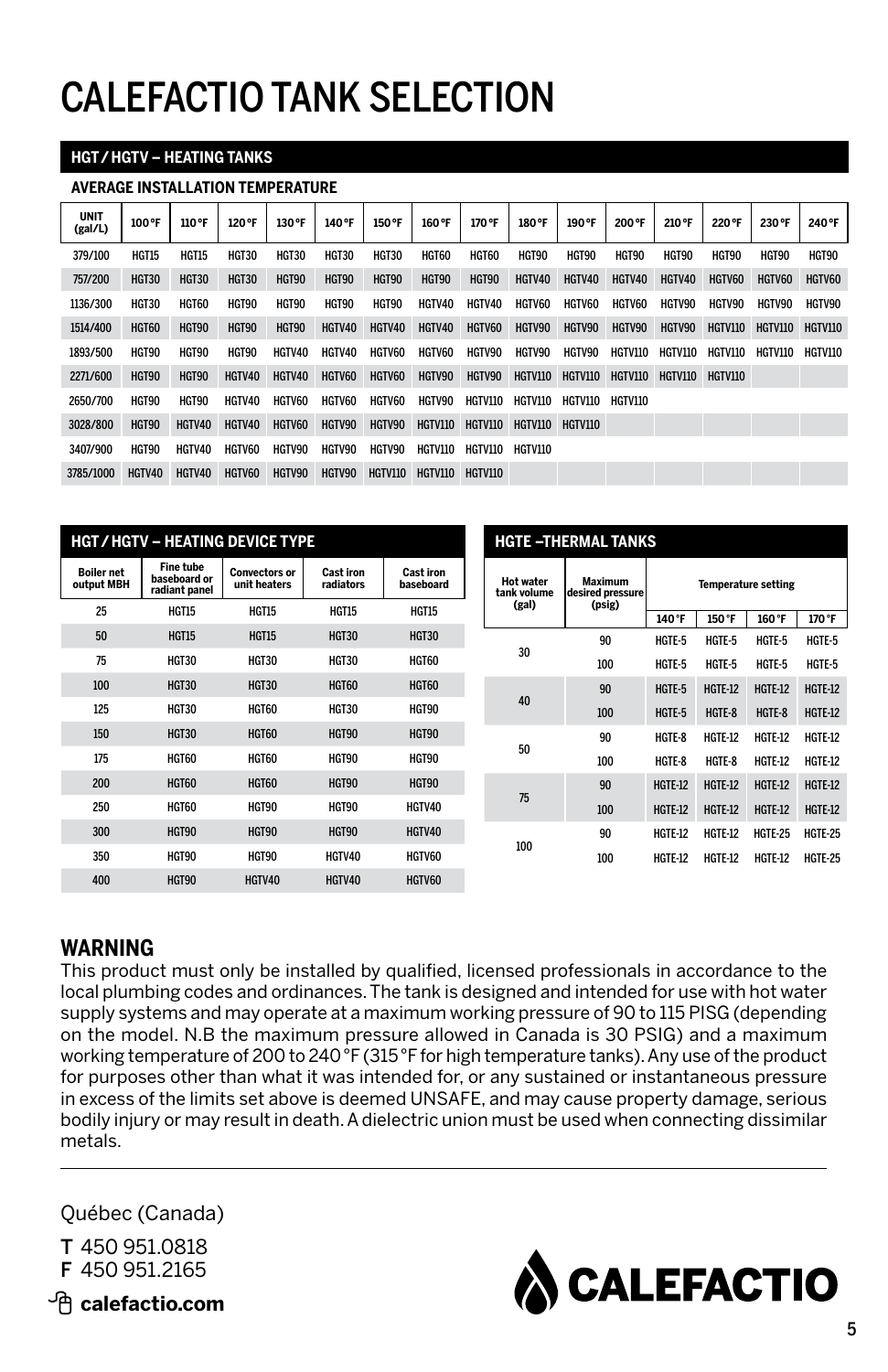# CALEFACTIO TANK SELECTION

## HGT / HGTV – HEATING TANKS

**AVERAGE INSTALLATION TEMPERATURE**

| UNIT (gal/L) | 100 °F | 110 °F | 120 °F | 130 °F | 140 °F | 150 °F | 160 °F | 170 °F | 180 °F | 190 °F | 200 °F | 210 °F | 220 °F | 230 °F | 240 °F |
|---|---|---|---|---|---|---|---|---|---|---|---|---|---|---|---|
| 379/100 | HGT15 | HGT15 | HGT30 | HGT30 | HGT30 | HGT30 | HGT60 | HGT60 | HGT90 | HGT90 | HGT90 | HGT90 | HGT90 | HGT90 | HGT90 |
| 757/200 | HGT30 | HGT30 | HGT30 | HGT90 | HGT90 | HGT90 | HGT90 | HGT90 | HGTV40 | HGTV40 | HGTV40 | HGTV40 | HGTV60 | HGTV60 | HGTV60 |
| 1136/300 | HGT30 | HGT60 | HGT90 | HGT90 | HGT90 | HGT90 | HGTV40 | HGTV40 | HGTV60 | HGTV60 | HGTV60 | HGTV90 | HGTV90 | HGTV90 | HGTV90 |
| 1514/400 | HGT60 | HGT90 | HGT90 | HGT90 | HGTV40 | HGTV40 | HGTV40 | HGTV60 | HGTV90 | HGTV90 | HGTV90 | HGTV90 | HGTV110 | HGTV110 | HGTV110 |
| 1893/500 | HGT90 | HGT90 | HGT90 | HGTV40 | HGTV40 | HGTV60 | HGTV60 | HGTV90 | HGTV90 | HGTV90 | HGTV110 | HGTV110 | HGTV110 | HGTV110 | HGTV110 |
| 2271/600 | HGT90 | HGT90 | HGTV40 | HGTV40 | HGTV60 | HGTV60 | HGTV90 | HGTV90 | HGTV110 | HGTV110 | HGTV110 | HGTV110 | HGTV110 | | |
| 2650/700 | HGT90 | HGT90 | HGTV40 | HGTV60 | HGTV60 | HGTV60 | HGTV90 | HGTV110 | HGTV110 | HGTV110 | HGTV110 | | | | |
| 3028/800 | HGT90 | HGTV40 | HGTV40 | HGTV60 | HGTV90 | HGTV90 | HGTV110 | HGTV110 | HGTV110 | HGTV110 | | | | | |
| 3407/900 | HGT90 | HGTV40 | HGTV60 | HGTV90 | HGTV90 | HGTV90 | HGTV110 | HGTV110 | HGTV110 | | | | | | |
| 3785/1000 | HGTV40 | HGTV40 | HGTV60 | HGTV90 | HGTV90 | HGTV110 | HGTV110 | HGTV110 | | | | | | | |

## HGT / HGTV – HEATING DEVICE TYPE

| Boiler net output MBH | Fine tube baseboard or radiant panel | Convectors or unit heaters | Cast iron radiators | Cast iron baseboard |
|---|---|---|---|---|
| 25 | HGT15 | HGT15 | HGT15 | HGT15 |
| 50 | HGT15 | HGT15 | HGT30 | HGT30 |
| 75 | HGT30 | HGT30 | HGT30 | HGT60 |
| 100 | HGT30 | HGT30 | HGT60 | HGT60 |
| 125 | HGT30 | HGT60 | HGT30 | HGT90 |
| 150 | HGT30 | HGT60 | HGT90 | HGT90 |
| 175 | HGT60 | HGT60 | HGT90 | HGT90 |
| 200 | HGT60 | HGT60 | HGT90 | HGT90 |
| 250 | HGT60 | HGT90 | HGT90 | HGTV40 |
| 300 | HGT90 | HGT90 | HGT90 | HGTV40 |
| 350 | HGT90 | HGT90 | HGTV40 | HGTV60 |
| 400 | HGT90 | HGTV40 | HGTV40 | HGTV60 |

## HGTE –THERMAL TANKS

| Hot water tank volume (gal) | Maximum desired pressure (psig) | Temperature setting | | | |
|---|---|---|---|---|---|
| | | 140 °F | 150 °F | 160 °F | 170 °F |
| 30 | 90 | HGTE-5 | HGTE-5 | HGTE-5 | HGTE-5 |
| | 100 | HGTE-5 | HGTE-5 | HGTE-5 | HGTE-5 |
| 40 | 90 | HGTE-5 | HGTE-12 | HGTE-12 | HGTE-12 |
| | 100 | HGTE-5 | HGTE-8 | HGTE-8 | HGTE-12 |
| 50 | 90 | HGTE-8 | HGTE-12 | HGTE-12 | HGTE-12 |
| | 100 | HGTE-8 | HGTE-8 | HGTE-12 | HGTE-12 |
| 75 | 90 | HGTE-12 | HGTE-12 | HGTE-12 | HGTE-12 |
| | 100 | HGTE-12 | HGTE-12 | HGTE-12 | HGTE-12 |
| 100 | 90 | HGTE-12 | HGTE-12 | HGTE-25 | HGTE-25 |
| | 100 | HGTE-12 | HGTE-12 | HGTE-12 | HGTE-25 |

## WARNING

This product must only be installed by qualified, licensed professionals in accordance to the local plumbing codes and ordinances. The tank is designed and intended for use with hot water supply systems and may operate at a maximum working pressure of 90 to 115 PISG (depending on the model. N.B the maximum pressure allowed in Canada is 30 PSIG) and a maximum working temperature of 200 to 240 °F (315 °F for high temperature tanks). Any use of the product for purposes other than what it was intended for, or any sustained or instantaneous pressure in excess of the limits set above is deemed UNSAFE, and may cause property damage, serious bodily injury or may result in death. A dielectric union must be used when connecting dissimilar metals.

---

Québec (Canada)

**T** 450 951.0818
**F** 450 951.2165

**calefactio.com**

CALEFACTIO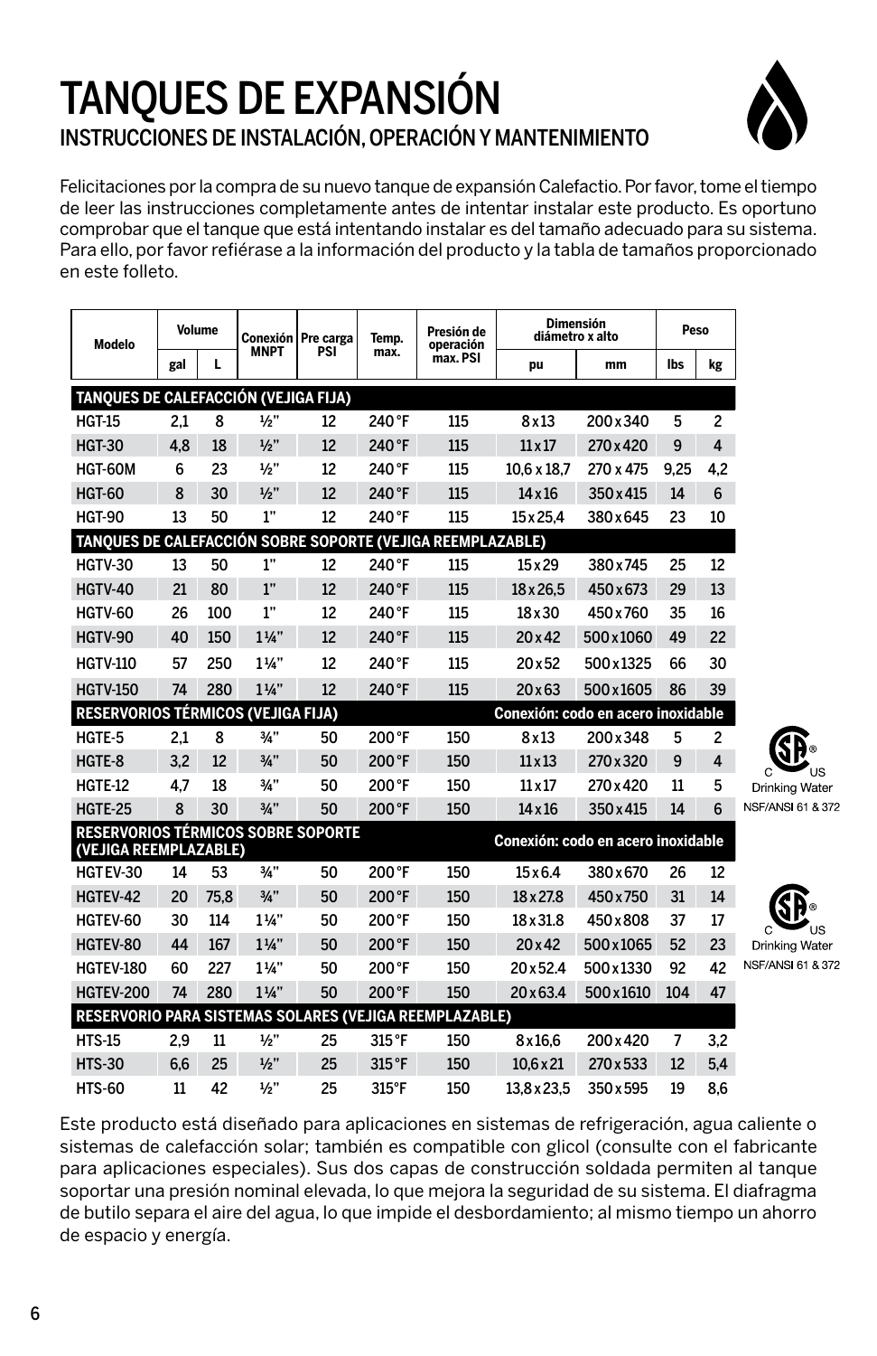# TANQUES DE EXPANSIÓN

## INSTRUCCIONES DE INSTALACIÓN, OPERACIÓN Y MANTENIMIENTO

Felicitaciones por la compra de su nuevo tanque de expansión Calefactio. Por favor, tome el tiempo de leer las instrucciones completamente antes de intentar instalar este producto. Es oportuno comprobar que el tanque que está intentando instalar es del tamaño adecuado para su sistema. Para ello, por favor refiérase a la información del producto y la tabla de tamaños proporcionado en este folleto.

| Modelo | Volume | | Conexión MNPT | Pre carga PSI | Temp. max. | Presión de operación max. PSI | Dimensión diámetro x alto | | Peso | |
|---|---|---|---|---|---|---|---|---|---|---|
| | gal | L | | | | | pu | mm | lbs | kg |
| **TANQUES DE CALEFACCIÓN (VEJIGA FIJA)** | | | | | | | | | | |
| HGT-15 | 2,1 | 8 | ½" | 12 | 240 °F | 115 | 8 x 13 | 200 x 340 | 5 | 2 |
| HGT-30 | 4,8 | 18 | ½" | 12 | 240 °F | 115 | 11 x 17 | 270 x 420 | 9 | 4 |
| HGT-60M | 6 | 23 | ½" | 12 | 240 °F | 115 | 10,6 x 18,7 | 270 x 475 | 9,25 | 4,2 |
| HGT-60 | 8 | 30 | ½" | 12 | 240 °F | 115 | 14 x 16 | 350 x 415 | 14 | 6 |
| HGT-90 | 13 | 50 | 1" | 12 | 240 °F | 115 | 15 x 25,4 | 380 x 645 | 23 | 10 |
| **TANQUES DE CALEFACCIÓN SOBRE SOPORTE (VEJIGA REEMPLAZABLE)** | | | | | | | | | | |
| HGTV-30 | 13 | 50 | 1" | 12 | 240 °F | 115 | 15 x 29 | 380 x 745 | 25 | 12 |
| HGTV-40 | 21 | 80 | 1" | 12 | 240 °F | 115 | 18 x 26,5 | 450 x 673 | 29 | 13 |
| HGTV-60 | 26 | 100 | 1" | 12 | 240 °F | 115 | 18 x 30 | 450 x 760 | 35 | 16 |
| HGTV-90 | 40 | 150 | 1¼" | 12 | 240 °F | 115 | 20 x 42 | 500 x 1060 | 49 | 22 |
| HGTV-110 | 57 | 250 | 1¼" | 12 | 240 °F | 115 | 20 x 52 | 500 x 1325 | 66 | 30 |
| HGTV-150 | 74 | 280 | 1¼" | 12 | 240 °F | 115 | 20 x 63 | 500 x 1605 | 86 | 39 |
| **RESERVORIOS TÉRMICOS (VEJIGA FIJA)** | | | | | | | **Conexión: codo en acero inoxidable** | | | |
| HGTE-5 | 2,1 | 8 | ¾" | 50 | 200 °F | 150 | 8 x 13 | 200 x 348 | 5 | 2 |
| HGTE-8 | 3,2 | 12 | ¾" | 50 | 200 °F | 150 | 11 x 13 | 270 x 320 | 9 | 4 |
| HGTE-12 | 4,7 | 18 | ¾" | 50 | 200 °F | 150 | 11 x 17 | 270 x 420 | 11 | 5 |
| HGTE-25 | 8 | 30 | ¾" | 50 | 200 °F | 150 | 14 x 16 | 350 x 415 | 14 | 6 |
| **RESERVORIOS TÉRMICOS SOBRE SOPORTE (VEJIGA REEMPLAZABLE)** | | | | | | | **Conexión: codo en acero inoxidable** | | | |
| HGTEV-30 | 14 | 53 | ¾" | 50 | 200 °F | 150 | 15 x 6.4 | 380 x 670 | 26 | 12 |
| HGTEV-42 | 20 | 75,8 | ¾" | 50 | 200 °F | 150 | 18 x 27.8 | 450 x 750 | 31 | 14 |
| HGTEV-60 | 30 | 114 | 1¼" | 50 | 200 °F | 150 | 18 x 31.8 | 450 x 808 | 37 | 17 |
| HGTEV-80 | 44 | 167 | 1¼" | 50 | 200 °F | 150 | 20 x 42 | 500 x 1065 | 52 | 23 |
| HGTEV-180 | 60 | 227 | 1¼" | 50 | 200 °F | 150 | 20 x 52.4 | 500 x 1330 | 92 | 42 |
| HGTEV-200 | 74 | 280 | 1¼" | 50 | 200 °F | 150 | 20 x 63.4 | 500 x 1610 | 104 | 47 |
| **RESERVORIO PARA SISTEMAS SOLARES (VEJIGA REEMPLAZABLE)** | | | | | | | | | | |
| HTS-15 | 2,9 | 11 | ½" | 25 | 315 °F | 150 | 8 x 16,6 | 200 x 420 | 7 | 3,2 |
| HTS-30 | 6,6 | 25 | ½" | 25 | 315 °F | 150 | 10,6 x 21 | 270 x 533 | 12 | 5,4 |
| HTS-60 | 11 | 42 | ½" | 25 | 315°F | 150 | 13,8 x 23,5 | 350 x 595 | 19 | 8,6 |

C US Drinking Water NSF/ANSI 61 & 372

C US Drinking Water NSF/ANSI 61 & 372

Este producto está diseñado para aplicaciones en sistemas de refrigeración, agua caliente o sistemas de calefacción solar; también es compatible con glicol (consulte con el fabricante para aplicaciones especiales). Sus dos capas de construcción soldada permiten al tanque soportar una presión nominal elevada, lo que mejora la seguridad de su sistema. El diafragma de butilo separa el aire del agua, lo que impide el desbordamiento; al mismo tiempo un ahorro de espacio y energía.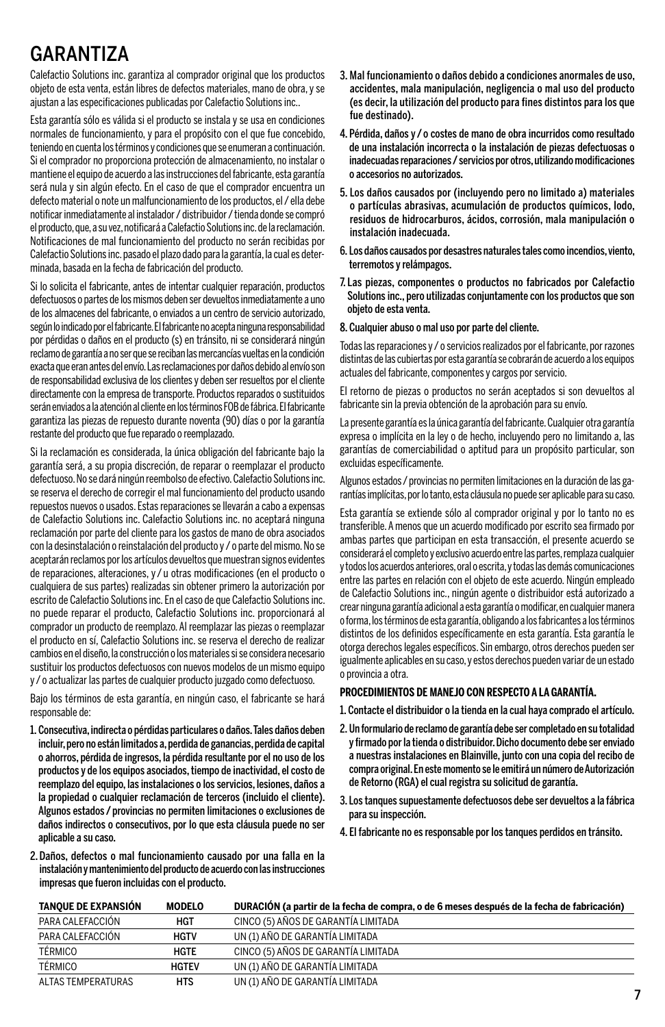# GARANTIZA

Calefactio Solutions inc. garantiza al comprador original que los productos objeto de esta venta, están libres de defectos materiales, mano de obra, y se ajustan a las especificaciones publicadas por Calefactio Solutions inc..

Esta garantía sólo es válida si el producto se instala y se usa en condiciones normales de funcionamiento, y para el propósito con el que fue concebido, teniendo en cuenta los términos y condiciones que se enumeran a continuación. Si el comprador no proporciona protección de almacenamiento, no instalar o mantiene el equipo de acuerdo a las instrucciones del fabricante, esta garantía será nula y sin algún efecto. En el caso de que el comprador encuentra un defecto material o note un malfuncionamiento de los productos, el / ella debe notificar inmediatamente al instalador / distribuidor / tienda donde se compró el producto, que, a su vez, notificará a Calefactio Solutions inc. de la reclamación. Notificaciones de mal funcionamiento del producto no serán recibidas por Calefactio Solutions inc. pasado el plazo dado para la garantía, la cual es determinada, basada en la fecha de fabricación del producto.

Si lo solicita el fabricante, antes de intentar cualquier reparación, productos defectuosos o partes de los mismos deben ser devueltos inmediatamente a uno de los almacenes del fabricante, o enviados a un centro de servicio autorizado, según lo indicado por el fabricante. El fabricante no acepta ninguna responsabilidad por pérdidas o daños en el producto (s) en tránsito, ni se considerará ningún reclamo de garantía a no ser que se reciban las mercancías vueltas en la condición exacta que eran antes del envío. Las reclamaciones por daños debido al envío son de responsabilidad exclusiva de los clientes y deben ser resueltos por el cliente directamente con la empresa de transporte. Productos reparados o sustituidos serán enviados a la atención al cliente en los términos FOB de fábrica. El fabricante garantiza las piezas de repuesto durante noventa (90) días o por la garantía restante del producto que fue reparado o reemplazado.

Si la reclamación es considerada, la única obligación del fabricante bajo la garantía será, a su propia discreción, de reparar o reemplazar el producto defectuoso. No se dará ningún reembolso de cash. Calefactio Solutions inc. se reserva el derecho de corregir el mal funcionamiento del producto usando repuestos nuevos o usados. Estas reparaciones se llevarán a cabo a expensas de Calefactio Solutions inc. Calefactio Solutions inc. no aceptará ninguna reclamación por parte del cliente para los gastos de mano de obra asociados con la desinstalación o reinstalación del producto y / o parte del mismo. No se aceptarán reclamos por los artículos devueltos que muestran signos evidentes de reparaciones, alteraciones, y / u otras modificaciones (en el producto o cualquiera de sus partes) realizadas sin obtener primero la autorización por escrito de Calefactio Solutions inc. En el caso de que Calefactio Solutions inc. no puede reparar el producto, Calefactio Solutions inc. proporcionará al comprador un producto de reemplazo. Al reemplazar las piezas o reemplazar el producto en sí, Calefactio Solutions inc. se reserva el derecho de realizar cambios en el diseño, la construcción o los materiales si se considera necesario sustituir los productos defectuosos con nuevos modelos de un mismo equipo y / o actualizar las partes de cualquier producto juzgado como defectuoso.

Bajo los términos de esta garantía, en ningún caso, el fabricante se hará responsable de:

1. **Consecutiva, indirecta o pérdidas particulares o daños. Tales daños deben incluir, pero no están limitados a, perdida de ganancias, perdida de capital o ahorros, pérdida de ingresos, la pérdida resultante por el no uso de los productos y de los equipos asociados, tiempo de inactividad, el costo de reemplazo del equipo, las instalaciones o los servicios, lesiones, daños a la propiedad o cualquier reclamación de terceros (incluido el cliente). Algunos estados / provincias no permiten limitaciones o exclusiones de daños indirectos o consecutivos, por lo que esta cláusula puede no ser aplicable a su caso.**
2. **Daños, defectos o mal funcionamiento causado por una falla en la instalación y mantenimiento del producto de acuerdo con las instrucciones impresas que fueron incluidas con el producto.**
3. **Mal funcionamiento o daños debido a condiciones anormales de uso, accidentes, mala manipulación, negligencia o mal uso del producto (es decir, la utilización del producto para fines distintos para los que fue destinado).**
4. **Pérdida, daños y / o costes de mano de obra incurridos como resultado de una instalación incorrecta o la instalación de piezas defectuosas o inadecuadas reparaciones / servicios por otros, utilizando modificaciones o accesorios no autorizados.**
5. **Los daños causados por (incluyendo pero no limitado a) materiales o partículas abrasivas, acumulación de productos químicos, lodo, residuos de hidrocarburos, ácidos, corrosión, mala manipulación o instalación inadecuada.**
6. **Los daños causados por desastres naturales tales como incendios, viento, terremotos y relámpagos.**
7. **Las piezas, componentes o productos no fabricados por Calefactio Solutions inc., pero utilizadas conjuntamente con los productos que son objeto de esta venta.**
8. **Cualquier abuso o mal uso por parte del cliente.**

Todas las reparaciones y / o servicios realizados por el fabricante, por razones distintas de las cubiertas por esta garantía se cobrarán de acuerdo a los equipos actuales del fabricante, componentes y cargos por servicio.

El retorno de piezas o productos no serán aceptados si son devueltos al fabricante sin la previa obtención de la aprobación para su envío.

La presente garantía es la única garantía del fabricante. Cualquier otra garantía expresa o implícita en la ley o de hecho, incluyendo pero no limitando a, las garantías de comerciabilidad o aptitud para un propósito particular, son excluidas específicamente.

Algunos estados / provincias no permiten limitaciones en la duración de las garantías implícitas, por lo tanto, esta cláusula no puede ser aplicable para su caso.

Esta garantía se extiende sólo al comprador original y por lo tanto no es transferible. A menos que un acuerdo modificado por escrito sea firmado por ambas partes que participan en esta transacción, el presente acuerdo se considerará el completo y exclusivo acuerdo entre las partes, remplaza cualquier y todos los acuerdos anteriores, oral o escrita, y todas las demás comunicaciones entre las partes en relación con el objeto de este acuerdo. Ningún empleado de Calefactio Solutions inc., ningún agente o distribuidor está autorizado a crear ninguna garantía adicional a esta garantía o modificar, en cualquier manera o forma, los términos de esta garantía, obligando a los fabricantes a los términos distintos de los definidos específicamente en esta garantía. Esta garantía le otorga derechos legales específicos. Sin embargo, otros derechos pueden ser igualmente aplicables en su caso, y estos derechos pueden variar de un estado o provincia a otra.

**PROCEDIMIENTOS DE MANEJO CON RESPECTO A LA GARANTÍA.**

1. **Contacte el distribuidor o la tienda en la cual haya comprado el artículo.**
2. **Un formulario de reclamo de garantía debe ser completado en su totalidad y firmado por la tienda o distribuidor. Dicho documento debe ser enviado a nuestras instalaciones en Blainville, junto con una copia del recibo de compra original. En este momento se le emitirá un número de Autorización de Retorno (RGA) el cual registra su solicitud de garantía.**
3. **Los tanques supuestamente defectuosos debe ser devueltos a la fábrica para su inspección.**
4. **El fabricante no es responsable por los tanques perdidos en tránsito.**

| TANQUE DE EXPANSIÓN | MODELO | DURACIÓN (a partir de la fecha de compra, o de 6 meses después de la fecha de fabricación) |
|---|---|---|
| PARA CALEFACCIÓN | HGT | CINCO (5) AÑOS DE GARANTÍA LIMITADA |
| PARA CALEFACCIÓN | HGTV | UN (1) AÑO DE GARANTÍA LIMITADA |
| TÉRMICO | HGTE | CINCO (5) AÑOS DE GARANTÍA LIMITADA |
| TÉRMICO | HGTEV | UN (1) AÑO DE GARANTÍA LIMITADA |
| ALTAS TEMPERATURAS | HTS | UN (1) AÑO DE GARANTÍA LIMITADA |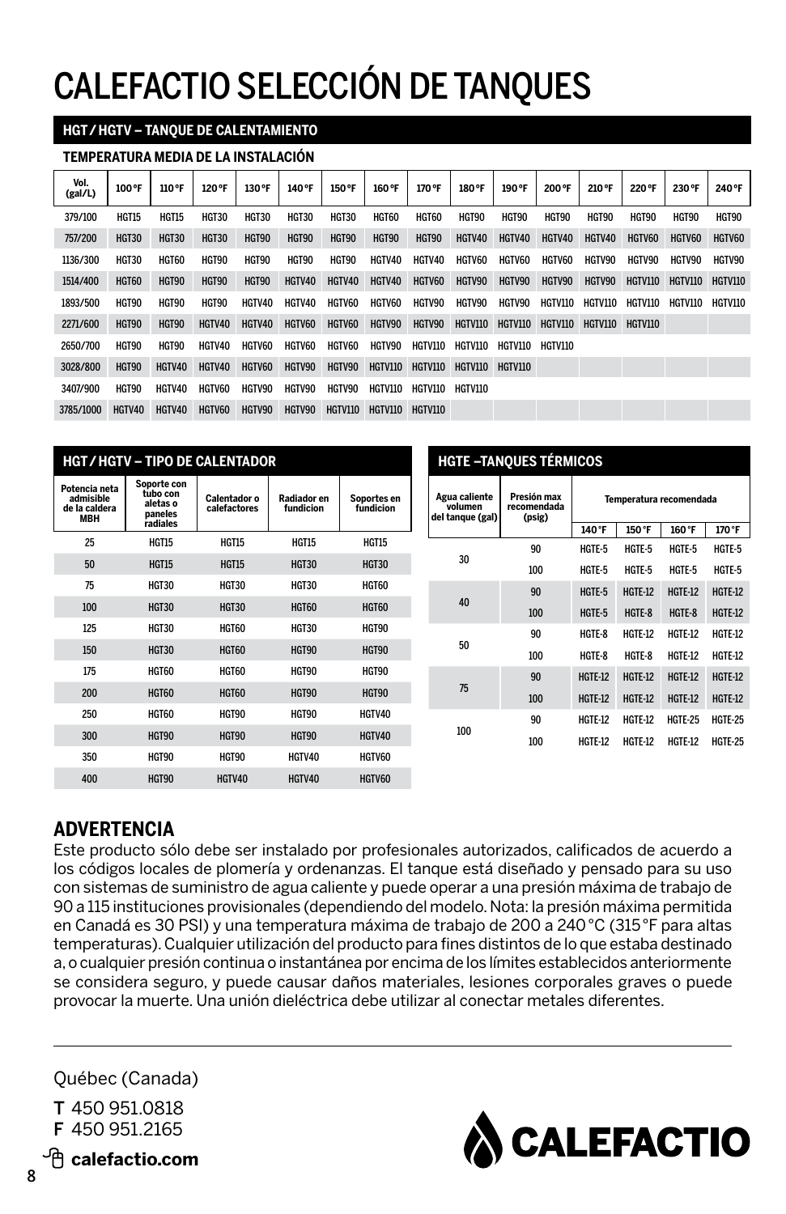# CALEFACTIO SELECCIÓN DE TANQUES

## HGT / HGTV – TANQUE DE CALENTAMIENTO

**TEMPERATURA MEDIA DE LA INSTALACIÓN**

| Vol. (gal/L) | 100 °F | 110 °F | 120 °F | 130 °F | 140 °F | 150 °F | 160 °F | 170 °F | 180 °F | 190 °F | 200 °F | 210 °F | 220 °F | 230 °F | 240 °F |
|---|---|---|---|---|---|---|---|---|---|---|---|---|---|---|---|
| 379/100 | HGT15 | HGT15 | HGT30 | HGT30 | HGT30 | HGT30 | HGT60 | HGT60 | HGT90 | HGT90 | HGT90 | HGT90 | HGT90 | HGT90 | HGT90 |
| 757/200 | HGT30 | HGT30 | HGT30 | HGT90 | HGT90 | HGT90 | HGT90 | HGT90 | HGTV40 | HGTV40 | HGTV40 | HGTV40 | HGTV60 | HGTV60 | HGTV60 |
| 1136/300 | HGT30 | HGT60 | HGT90 | HGT90 | HGT90 | HGT90 | HGTV40 | HGTV40 | HGTV60 | HGTV60 | HGTV60 | HGTV90 | HGTV90 | HGTV90 | HGTV90 |
| 1514/400 | HGT60 | HGT90 | HGT90 | HGT90 | HGTV40 | HGTV40 | HGTV40 | HGTV60 | HGTV90 | HGTV90 | HGTV90 | HGTV90 | HGTV110 | HGTV110 | HGTV110 |
| 1893/500 | HGT90 | HGT90 | HGT90 | HGTV40 | HGTV40 | HGTV60 | HGTV60 | HGTV90 | HGTV90 | HGTV90 | HGTV110 | HGTV110 | HGTV110 | HGTV110 | HGTV110 |
| 2271/600 | HGT90 | HGT90 | HGTV40 | HGTV40 | HGTV60 | HGTV60 | HGTV90 | HGTV90 | HGTV110 | HGTV110 | HGTV110 | HGTV110 | HGTV110 | | |
| 2650/700 | HGT90 | HGT90 | HGTV40 | HGTV60 | HGTV60 | HGTV60 | HGTV90 | HGTV110 | HGTV110 | HGTV110 | HGTV110 | | | | |
| 3028/800 | HGT90 | HGTV40 | HGTV40 | HGTV60 | HGTV90 | HGTV90 | HGTV110 | HGTV110 | HGTV110 | HGTV110 | | | | | |
| 3407/900 | HGT90 | HGTV40 | HGTV60 | HGTV90 | HGTV90 | HGTV90 | HGTV110 | HGTV110 | HGTV110 | | | | | | |
| 3785/1000 | HGTV40 | HGTV40 | HGTV60 | HGTV90 | HGTV90 | HGTV110 | HGTV110 | HGTV110 | | | | | | | |

## HGT / HGTV – TIPO DE CALENTADOR

| Potencia neta admisible de la caldera MBH | Soporte con tubo con aletas o paneles radiales | Calentador o calefactores | Radiador en fundicion | Soportes en fundicion |
|---|---|---|---|---|
| 25 | HGT15 | HGT15 | HGT15 | HGT15 |
| 50 | HGT15 | HGT15 | HGT30 | HGT30 |
| 75 | HGT30 | HGT30 | HGT30 | HGT60 |
| 100 | HGT30 | HGT30 | HGT60 | HGT60 |
| 125 | HGT30 | HGT60 | HGT30 | HGT90 |
| 150 | HGT30 | HGT60 | HGT90 | HGT90 |
| 175 | HGT60 | HGT60 | HGT90 | HGT90 |
| 200 | HGT60 | HGT60 | HGT90 | HGT90 |
| 250 | HGT60 | HGT90 | HGT90 | HGTV40 |
| 300 | HGT90 | HGT90 | HGT90 | HGTV40 |
| 350 | HGT90 | HGT90 | HGTV40 | HGTV60 |
| 400 | HGT90 | HGTV40 | HGTV40 | HGTV60 |

## HGTE –TANQUES TÉRMICOS

| Agua caliente volumen del tanque (gal) | Presión max recomendada (psig) | Temperatura recomendada | | | |
|---|---|---|---|---|---|
| | | 140 °F | 150 °F | 160 °F | 170 °F |
| 30 | 90 | HGTE-5 | HGTE-5 | HGTE-5 | HGTE-5 |
| | 100 | HGTE-5 | HGTE-5 | HGTE-5 | HGTE-5 |
| 40 | 90 | HGTE-5 | HGTE-12 | HGTE-12 | HGTE-12 |
| | 100 | HGTE-5 | HGTE-8 | HGTE-8 | HGTE-12 |
| 50 | 90 | HGTE-8 | HGTE-12 | HGTE-12 | HGTE-12 |
| | 100 | HGTE-8 | HGTE-8 | HGTE-12 | HGTE-12 |
| 75 | 90 | HGTE-12 | HGTE-12 | HGTE-12 | HGTE-12 |
| | 100 | HGTE-12 | HGTE-12 | HGTE-12 | HGTE-12 |
| 100 | 90 | HGTE-12 | HGTE-12 | HGTE-25 | HGTE-25 |
| | 100 | HGTE-12 | HGTE-12 | HGTE-12 | HGTE-25 |

## ADVERTENCIA

Este producto sólo debe ser instalado por profesionales autorizados, calificados de acuerdo a los códigos locales de plomería y ordenanzas. El tanque está diseñado y pensado para su uso con sistemas de suministro de agua caliente y puede operar a una presión máxima de trabajo de 90 a 115 instituciones provisionales (dependiendo del modelo. Nota: la presión máxima permitida en Canadá es 30 PSI) y una temperatura máxima de trabajo de 200 a 240 °C (315 °F para altas temperaturas). Cualquier utilización del producto para fines distintos de lo que estaba destinado a, o cualquier presión continua o instantánea por encima de los límites establecidos anteriormente se considera seguro, y puede causar daños materiales, lesiones corporales graves o puede provocar la muerte. Una unión dieléctrica debe utilizar al conectar metales diferentes.

---

Québec (Canada)

**T** 450 951.0818
**F** 450 951.2165

**calefactio.com**

CALEFACTIO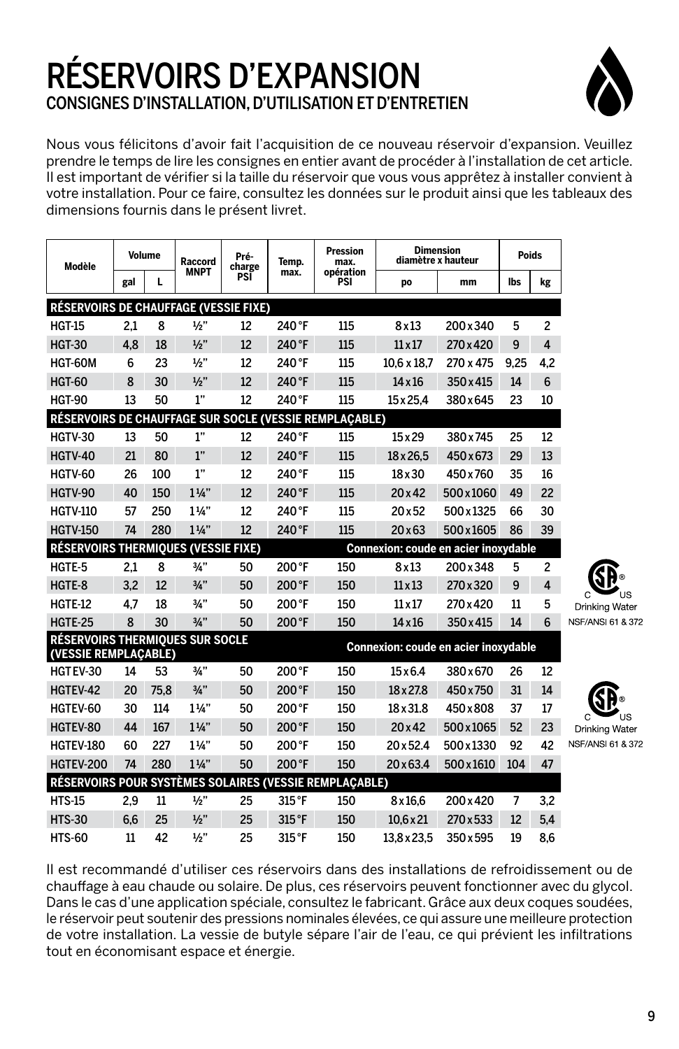# RÉSERVOIRS D'EXPANSION

## CONSIGNES D'INSTALLATION, D'UTILISATION ET D'ENTRETIEN

Nous vous félicitons d'avoir fait l'acquisition de ce nouveau réservoir d'expansion. Veuillez prendre le temps de lire les consignes en entier avant de procéder à l'installation de cet article. Il est important de vérifier si la taille du réservoir que vous vous apprêtez à installer convient à votre installation. Pour ce faire, consultez les données sur le produit ainsi que les tableaux des dimensions fournis dans le présent livret.

| Modèle | Volume | | Raccord MNPT | Pré-charge PSI | Temp. max. | Pression max. opération PSI | Dimension diamètre x hauteur | | Poids | |
|---|---|---|---|---|---|---|---|---|---|---|
| | gal | L | | | | | po | mm | lbs | kg |
| **RÉSERVOIRS DE CHAUFFAGE (VESSIE FIXE)** | | | | | | | | | | |
| HGT-15 | 2,1 | 8 | ½" | 12 | 240 °F | 115 | 8 x 13 | 200 x 340 | 5 | 2 |
| HGT-30 | 4,8 | 18 | ½" | 12 | 240 °F | 115 | 11 x 17 | 270 x 420 | 9 | 4 |
| HGT-60M | 6 | 23 | ½" | 12 | 240 °F | 115 | 10,6 x 18,7 | 270 x 475 | 9,25 | 4,2 |
| HGT-60 | 8 | 30 | ½" | 12 | 240 °F | 115 | 14 x 16 | 350 x 415 | 14 | 6 |
| HGT-90 | 13 | 50 | 1" | 12 | 240 °F | 115 | 15 x 25,4 | 380 x 645 | 23 | 10 |
| **RÉSERVOIRS DE CHAUFFAGE SUR SOCLE (VESSIE REMPLAÇABLE)** | | | | | | | | | | |
| HGTV-30 | 13 | 50 | 1" | 12 | 240 °F | 115 | 15 x 29 | 380 x 745 | 25 | 12 |
| HGTV-40 | 21 | 80 | 1" | 12 | 240 °F | 115 | 18 x 26,5 | 450 x 673 | 29 | 13 |
| HGTV-60 | 26 | 100 | 1" | 12 | 240 °F | 115 | 18 x 30 | 450 x 760 | 35 | 16 |
| HGTV-90 | 40 | 150 | 1¼" | 12 | 240 °F | 115 | 20 x 42 | 500 x 1060 | 49 | 22 |
| HGTV-110 | 57 | 250 | 1¼" | 12 | 240 °F | 115 | 20 x 52 | 500 x 1325 | 66 | 30 |
| HGTV-150 | 74 | 280 | 1¼" | 12 | 240 °F | 115 | 20 x 63 | 500 x 1605 | 86 | 39 |
| **RÉSERVOIRS THERMIQUES (VESSIE FIXE)** | | | | | | **Connexion: coude en acier inoxydable** | | | | |
| HGTE-5 | 2,1 | 8 | ¾" | 50 | 200 °F | 150 | 8 x 13 | 200 x 348 | 5 | 2 |
| HGTE-8 | 3,2 | 12 | ¾" | 50 | 200 °F | 150 | 11 x 13 | 270 x 320 | 9 | 4 |
| HGTE-12 | 4,7 | 18 | ¾" | 50 | 200 °F | 150 | 11 x 17 | 270 x 420 | 11 | 5 |
| HGTE-25 | 8 | 30 | ¾" | 50 | 200 °F | 150 | 14 x 16 | 350 x 415 | 14 | 6 |
| **RÉSERVOIRS THERMIQUES SUR SOCLE (VESSIE REMPLAÇABLE)** | | | | | | **Connexion: coude en acier inoxydable** | | | | |
| HGTEV-30 | 14 | 53 | ¾" | 50 | 200 °F | 150 | 15 x 6.4 | 380 x 670 | 26 | 12 |
| HGTEV-42 | 20 | 75,8 | ¾" | 50 | 200 °F | 150 | 18 x 27.8 | 450 x 750 | 31 | 14 |
| HGTEV-60 | 30 | 114 | 1¼" | 50 | 200 °F | 150 | 18 x 31.8 | 450 x 808 | 37 | 17 |
| HGTEV-80 | 44 | 167 | 1¼" | 50 | 200 °F | 150 | 20 x 42 | 500 x 1065 | 52 | 23 |
| HGTEV-180 | 60 | 227 | 1¼" | 50 | 200 °F | 150 | 20 x 52.4 | 500 x 1330 | 92 | 42 |
| HGTEV-200 | 74 | 280 | 1¼" | 50 | 200 °F | 150 | 20 x 63.4 | 500 x 1610 | 104 | 47 |
| **RÉSERVOIRS POUR SYSTÈMES SOLAIRES (VESSIE REMPLAÇABLE)** | | | | | | | | | | |
| HTS-15 | 2,9 | 11 | ½" | 25 | 315 °F | 150 | 8 x 16,6 | 200 x 420 | 7 | 3,2 |
| HTS-30 | 6,6 | 25 | ½" | 25 | 315 °F | 150 | 10,6 x 21 | 270 x 533 | 12 | 5,4 |
| HTS-60 | 11 | 42 | ½" | 25 | 315 °F | 150 | 13,8 x 23,5 | 350 x 595 | 19 | 8,6 |

C US Drinking Water NSF/ANSI 61 & 372

C US Drinking Water NSF/ANSI 61 & 372

Il est recommandé d'utiliser ces réservoirs dans des installations de refroidissement ou de chauffage à eau chaude ou solaire. De plus, ces réservoirs peuvent fonctionner avec du glycol. Dans le cas d'une application spéciale, consultez le fabricant. Grâce aux deux coques soudées, le réservoir peut soutenir des pressions nominales élevées, ce qui assure une meilleure protection de votre installation. La vessie de butyle sépare l'air de l'eau, ce qui prévient les infiltrations tout en économisant espace et énergie.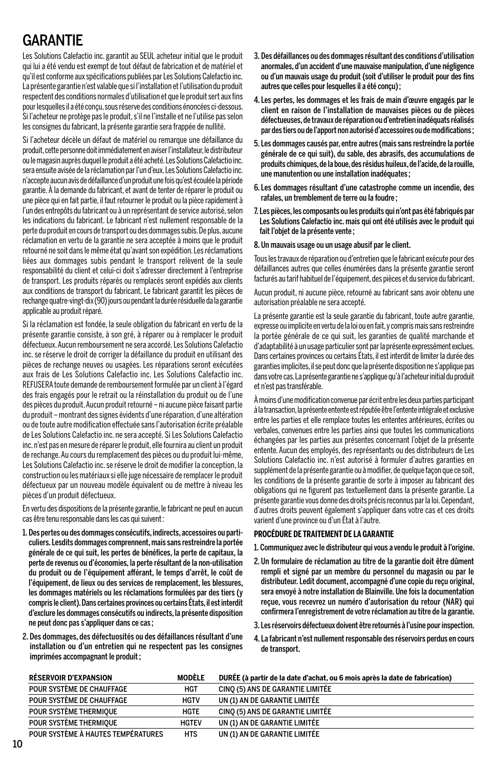# GARANTIE

Les Solutions Calefactio inc. garantit au SEUL acheteur initial que le produit qui lui a été vendu est exempt de tout défaut de fabrication et de matériel et qu'il est conforme aux spécifications publiées par Les Solutions Calefactio inc. La présente garantie n'est valable que si l'installation et l'utilisation du produit respectent des conditions normales d'utilisation et que le produit sert aux fins pour lesquelles il a été conçu, sous réserve des conditions énoncées ci-dessous. Si l'acheteur ne protège pas le produit, s'il ne l'installe et ne l'utilise pas selon les consignes du fabricant, la présente garantie sera frappée de nullité.

Si l'acheteur décèle un défaut de matériel ou remarque une défaillance du produit, cette personne doit immédiatement en aviser l'installateur, le distributeur ou le magasin auprès duquel le produit a été acheté. Les Solutions Calefactio inc. sera ensuite avisée de la réclamation par l'un d'eux. Les Solutions Calefactio inc. n'accepte aucun avis de défaillance d'un produit une fois qu'est écoulée la période garantie. À la demande du fabricant, et avant de tenter de réparer le produit ou une pièce qui en fait partie, il faut retourner le produit ou la pièce rapidement à l'un des entrepôts du fabricant ou à un représentant de service autorisé, selon les indications du fabricant. Le fabricant n'est nullement responsable de la perte du produit en cours de transport ou des dommages subis. De plus, aucune réclamation en vertu de la garantie ne sera acceptée à moins que le produit retourné ne soit dans le même état qu'avant son expédition. Les réclamations liées aux dommages subis pendant le transport relèvent de la seule responsabilité du client et celui-ci doit s'adresser directement à l'entreprise de transport. Les produits réparés ou remplacés seront expédiés aux clients aux conditions de transport du fabricant. Le fabricant garantit les pièces de rechange quatre-vingt-dix (90) jours ou pendant la durée résiduelle de la garantie applicable au produit réparé.

Si la réclamation est fondée, la seule obligation du fabricant en vertu de la présente garantie consiste, à son gré, à réparer ou à remplacer le produit défectueux. Aucun remboursement ne sera accordé. Les Solutions Calefactio inc. se réserve le droit de corriger la défaillance du produit en utilisant des pièces de rechange neuves ou usagées. Les réparations seront exécutées aux frais de Les Solutions Calefactio inc. Les Solutions Calefactio inc. REFUSERA toute demande de remboursement formulée par un client à l'égard des frais engagés pour le retrait ou la réinstallation du produit ou de l'une des pièces du produit. Aucun produit retourné – ni aucune pièce faisant partie du produit – montrant des signes évidents d'une réparation, d'une altération ou de toute autre modification effectuée sans l'autorisation écrite préalable de Les Solutions Calefactio inc. ne sera accepté. Si Les Solutions Calefactio inc. n'est pas en mesure de réparer le produit, elle fournira au client un produit de rechange. Au cours du remplacement des pièces ou du produit lui-même, Les Solutions Calefactio inc. se réserve le droit de modifier la conception, la construction ou les matériaux si elle juge nécessaire de remplacer le produit défectueux par un nouveau modèle équivalent ou de mettre à niveau les pièces d'un produit défectueux.

En vertu des dispositions de la présente garantie, le fabricant ne peut en aucun cas être tenu responsable dans les cas qui suivent :

1. **Des pertes ou des dommages consécutifs, indirects, accessoires ou particuliers. Lesdits dommages comprennent, mais sans restreindre la portée générale de ce qui suit, les pertes de bénéfices, la perte de capitaux, la perte de revenus ou d'économies, la perte résultant de la non-utilisation du produit ou de l'équipement afférant, le temps d'arrêt, le coût de l'équipement, de lieux ou des services de remplacement, les blessures, les dommages matériels ou les réclamations formulées par des tiers (y compris le client). Dans certaines provinces ou certains États, il est interdit d'exclure les dommages consécutifs ou indirects, la présente disposition ne peut donc pas s'appliquer dans ce cas ;**
2. **Des dommages, des défectuosités ou des défaillances résultant d'une installation ou d'un entretien qui ne respectent pas les consignes imprimées accompagnant le produit ;**
3. **Des défaillances ou des dommages résultant des conditions d'utilisation anormales, d'un accident d'une mauvaise manipulation, d'une négligence ou d'un mauvais usage du produit (soit d'utiliser le produit pour des fins autres que celles pour lesquelles il a été conçu) ;**
4. **Les pertes, les dommages et les frais de main d'œuvre engagés par le client en raison de l'installation de mauvaises pièces ou de pièces défectueuses, de travaux de réparation ou d'entretien inadéquats réalisés par des tiers ou de l'apport non autorisé d'accessoires ou de modifications ;**
5. **Les dommages causés par, entre autres (mais sans restreindre la portée générale de ce qui suit), du sable, des abrasifs, des accumulations de produits chimiques, de la boue, des résidus huileux, de l'acide, de la rouille, une manutention ou une installation inadéquates ;**
6. **Les dommages résultant d'une catastrophe comme un incendie, des rafales, un tremblement de terre ou la foudre ;**
7. **Les pièces, les composants ou les produits qui n'ont pas été fabriqués par Les Solutions Calefactio inc. mais qui ont été utilisés avec le produit qui fait l'objet de la présente vente ;**
8. **Un mauvais usage ou un usage abusif par le client.**

Tous les travaux de réparation ou d'entretien que le fabricant exécute pour des défaillances autres que celles énumérées dans la présente garantie seront facturés au tarif habituel de l'équipement, des pièces et du service du fabricant.

Aucun produit, ni aucune pièce, retourné au fabricant sans avoir obtenu une autorisation préalable ne sera accepté.

La présente garantie est la seule garantie du fabricant, toute autre garantie, expresse ou implicite en vertu de la loi ou en fait, y compris mais sans restreindre la portée générale de ce qui suit, les garanties de qualité marchande et d'adaptabilité à un usage particulier sont par la présente expressément exclues. Dans certaines provinces ou certains États, il est interdit de limiter la durée des garanties implicites, il se peut donc que la présente disposition ne s'applique pas dans votre cas. La présente garantie ne s'applique qu'à l'acheteur initial du produit et n'est pas transférable.

À moins d'une modification convenue par écrit entre les deux parties participant à la transaction, la présente entente est réputée être l'entente intégrale et exclusive entre les parties et elle remplace toutes les ententes antérieures, écrites ou verbales, convenues entre les parties ainsi que toutes les communications échangées par les parties aux présentes concernant l'objet de la présente entente. Aucun des employés, des représentants ou des distributeurs de Les Solutions Calefactio inc. n'est autorisé à formuler d'autres garanties en supplément de la présente garantie ou à modifier, de quelque façon que ce soit, les conditions de la présente garantie de sorte à imposer au fabricant des obligations qui ne figurent pas textuellement dans la présente garantie. La présente garantie vous donne des droits précis reconnus par la loi. Cependant, d'autres droits peuvent également s'appliquer dans votre cas et ces droits varient d'une province ou d'un État à l'autre.

**PROCÉDURE DE TRAITEMENT DE LA GARANTIE**

1. **Communiquez avec le distributeur qui vous a vendu le produit à l'origine.**
2. **Un formulaire de réclamation au titre de la garantie doit être dûment rempli et signé par un membre du personnel du magasin ou par le distributeur. Ledit document, accompagné d'une copie du reçu original, sera envoyé à notre installation de Blainville. Une fois la documentation reçue, vous recevrez un numéro d'autorisation du retour (NAR) qui confirmera l'enregistrement de votre réclamation au titre de la garantie.**
3. **Les réservoirs défectueux doivent être retournés à l'usine pour inspection.**
4. **La fabricant n'est nullement responsable des réservoirs perdus en cours de transport.**

| RÉSERVOIR D'EXPANSION | MODÈLE | DURÉE (à partir de la date d'achat, ou 6 mois après la date de fabrication) |
|---|---|---|
| POUR SYSTÈME DE CHAUFFAGE | HGT | CINQ (5) ANS DE GARANTIE LIMITÉE |
| POUR SYSTÈME DE CHAUFFAGE | HGTV | UN (1) AN DE GARANTIE LIMITÉE |
| POUR SYSTÈME THERMIQUE | HGTE | CINQ (5) ANS DE GARANTIE LIMITÉE |
| POUR SYSTÈME THERMIQUE | HGTEV | UN (1) AN DE GARANTIE LIMITÉE |
| POUR SYSTÈME À HAUTES TEMPÉRATURES | HTS | UN (1) AN DE GARANTIE LIMITÉE |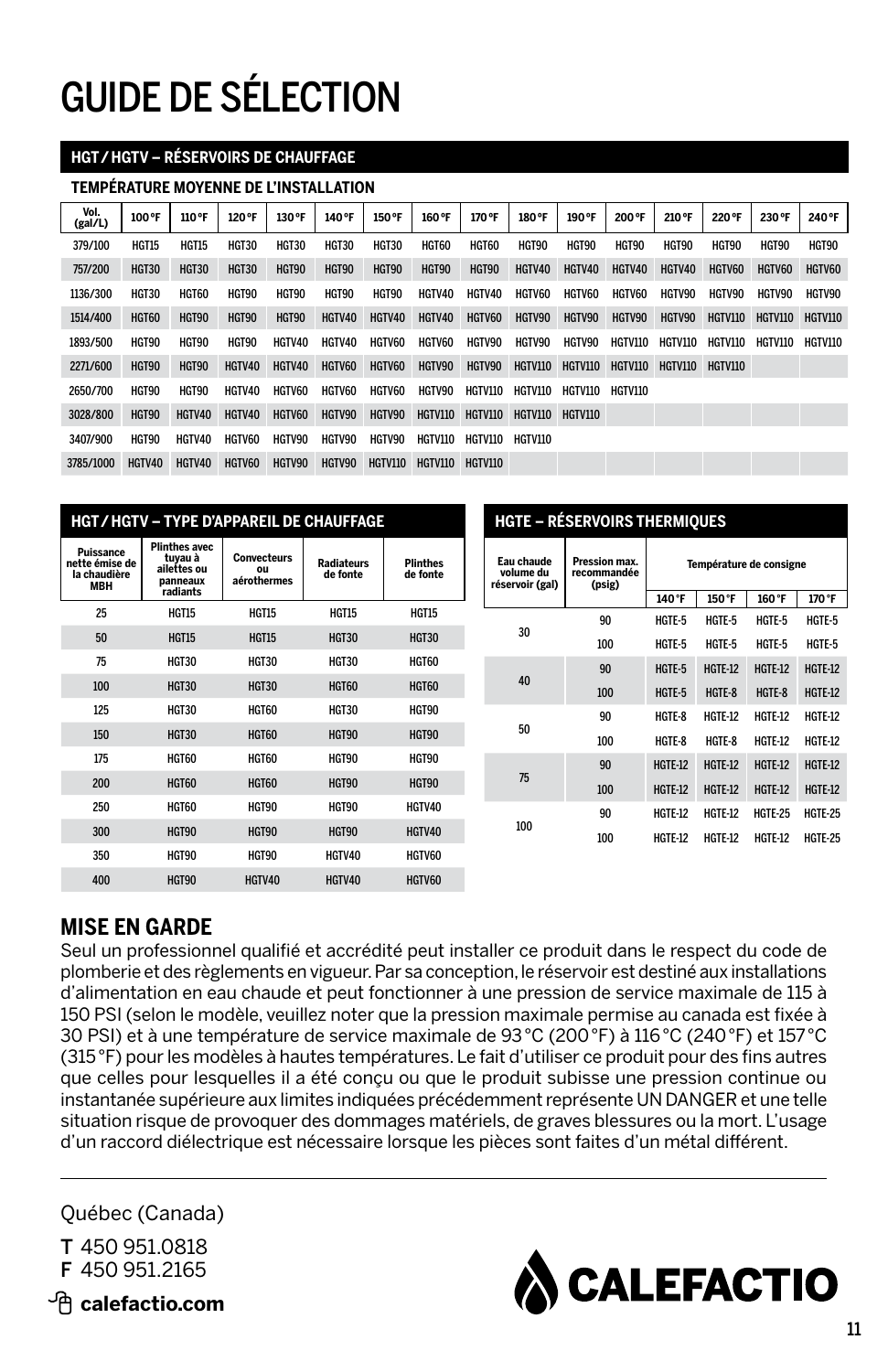# GUIDE DE SÉLECTION

## HGT / HGTV – RÉSERVOIRS DE CHAUFFAGE

**TEMPÉRATURE MOYENNE DE L'INSTALLATION**

| Vol. (gal/L) | 100 °F | 110 °F | 120 °F | 130 °F | 140 °F | 150 °F | 160 °F | 170 °F | 180 °F | 190 °F | 200 °F | 210 °F | 220 °F | 230 °F | 240 °F |
|---|---|---|---|---|---|---|---|---|---|---|---|---|---|---|---|
| 379/100 | HGT15 | HGT15 | HGT30 | HGT30 | HGT30 | HGT30 | HGT60 | HGT60 | HGT90 | HGT90 | HGT90 | HGT90 | HGT90 | HGT90 | HGT90 |
| 757/200 | HGT30 | HGT30 | HGT30 | HGT90 | HGT90 | HGT90 | HGT90 | HGT90 | HGTV40 | HGTV40 | HGTV40 | HGTV40 | HGTV60 | HGTV60 | HGTV60 |
| 1136/300 | HGT30 | HGT60 | HGT90 | HGT90 | HGT90 | HGT90 | HGTV40 | HGTV40 | HGTV60 | HGTV60 | HGTV60 | HGTV90 | HGTV90 | HGTV90 | HGTV90 |
| 1514/400 | HGT60 | HGT90 | HGT90 | HGT90 | HGTV40 | HGTV40 | HGTV40 | HGTV60 | HGTV90 | HGTV90 | HGTV90 | HGTV90 | HGTV110 | HGTV110 | HGTV110 |
| 1893/500 | HGT90 | HGT90 | HGT90 | HGTV40 | HGTV40 | HGTV60 | HGTV60 | HGTV90 | HGTV90 | HGTV90 | HGTV110 | HGTV110 | HGTV110 | HGTV110 | HGTV110 |
| 2271/600 | HGT90 | HGT90 | HGTV40 | HGTV40 | HGTV60 | HGTV60 | HGTV90 | HGTV90 | HGTV110 | HGTV110 | HGTV110 | HGTV110 | HGTV110 | | |
| 2650/700 | HGT90 | HGT90 | HGTV40 | HGTV60 | HGTV60 | HGTV60 | HGTV90 | HGTV110 | HGTV110 | HGTV110 | HGTV110 | | | | |
| 3028/800 | HGT90 | HGTV40 | HGTV40 | HGTV60 | HGTV90 | HGTV90 | HGTV110 | HGTV110 | HGTV110 | HGTV110 | | | | | |
| 3407/900 | HGT90 | HGTV40 | HGTV60 | HGTV90 | HGTV90 | HGTV90 | HGTV110 | HGTV110 | HGTV110 | | | | | | |
| 3785/1000 | HGTV40 | HGTV40 | HGTV60 | HGTV90 | HGTV90 | HGTV110 | HGTV110 | HGTV110 | | | | | | | |

## HGT / HGTV – TYPE D'APPAREIL DE CHAUFFAGE

| Puissance nette émise de la chaudière MBH | Plinthes avec tuyau à ailettes ou panneaux radiants | Convecteurs ou aérothermes | Radiateurs de fonte | Plinthes de fonte |
|---|---|---|---|---|
| 25 | HGT15 | HGT15 | HGT15 | HGT15 |
| 50 | HGT15 | HGT15 | HGT30 | HGT30 |
| 75 | HGT30 | HGT30 | HGT30 | HGT60 |
| 100 | HGT30 | HGT30 | HGT60 | HGT60 |
| 125 | HGT30 | HGT60 | HGT30 | HGT90 |
| 150 | HGT30 | HGT60 | HGT90 | HGT90 |
| 175 | HGT60 | HGT60 | HGT90 | HGT90 |
| 200 | HGT60 | HGT60 | HGT90 | HGT90 |
| 250 | HGT60 | HGT90 | HGT90 | HGTV40 |
| 300 | HGT90 | HGT90 | HGT90 | HGTV40 |
| 350 | HGT90 | HGT90 | HGTV40 | HGTV60 |
| 400 | HGT90 | HGTV40 | HGTV40 | HGTV60 |

## HGTE – RÉSERVOIRS THERMIQUES

| Eau chaude volume du réservoir (gal) | Pression max. recommandée (psig) | Température de consigne | | | |
|---|---|---|---|---|---|
| | | 140 °F | 150 °F | 160 °F | 170 °F |
| 30 | 90 | HGTE-5 | HGTE-5 | HGTE-5 | HGTE-5 |
| | 100 | HGTE-5 | HGTE-5 | HGTE-5 | HGTE-5 |
| 40 | 90 | HGTE-5 | HGTE-12 | HGTE-12 | HGTE-12 |
| | 100 | HGTE-5 | HGTE-8 | HGTE-8 | HGTE-12 |
| 50 | 90 | HGTE-8 | HGTE-12 | HGTE-12 | HGTE-12 |
| | 100 | HGTE-8 | HGTE-8 | HGTE-12 | HGTE-12 |
| 75 | 90 | HGTE-12 | HGTE-12 | HGTE-12 | HGTE-12 |
| | 100 | HGTE-12 | HGTE-12 | HGTE-12 | HGTE-12 |
| 100 | 90 | HGTE-12 | HGTE-12 | HGTE-25 | HGTE-25 |
| | 100 | HGTE-12 | HGTE-12 | HGTE-12 | HGTE-25 |

## MISE EN GARDE

Seul un professionnel qualifié et accrédité peut installer ce produit dans le respect du code de plomberie et des règlements en vigueur. Par sa conception, le réservoir est destiné aux installations d'alimentation en eau chaude et peut fonctionner à une pression de service maximale de 115 à 150 PSI (selon le modèle, veuillez noter que la pression maximale permise au canada est fixée à 30 PSI) et à une température de service maximale de 93 °C (200 °F) à 116 °C (240 °F) et 157 °C (315 °F) pour les modèles à hautes températures. Le fait d'utiliser ce produit pour des fins autres que celles pour lesquelles il a été conçu ou que le produit subisse une pression continue ou instantanée supérieure aux limites indiquées précédemment représente UN DANGER et une telle situation risque de provoquer des dommages matériels, de graves blessures ou la mort. L'usage d'un raccord diélectrique est nécessaire lorsque les pièces sont faites d'un métal différent.

---

Québec (Canada)

**T** 450 951.0818
**F** 450 951.2165

**calefactio.com**

CALEFACTIO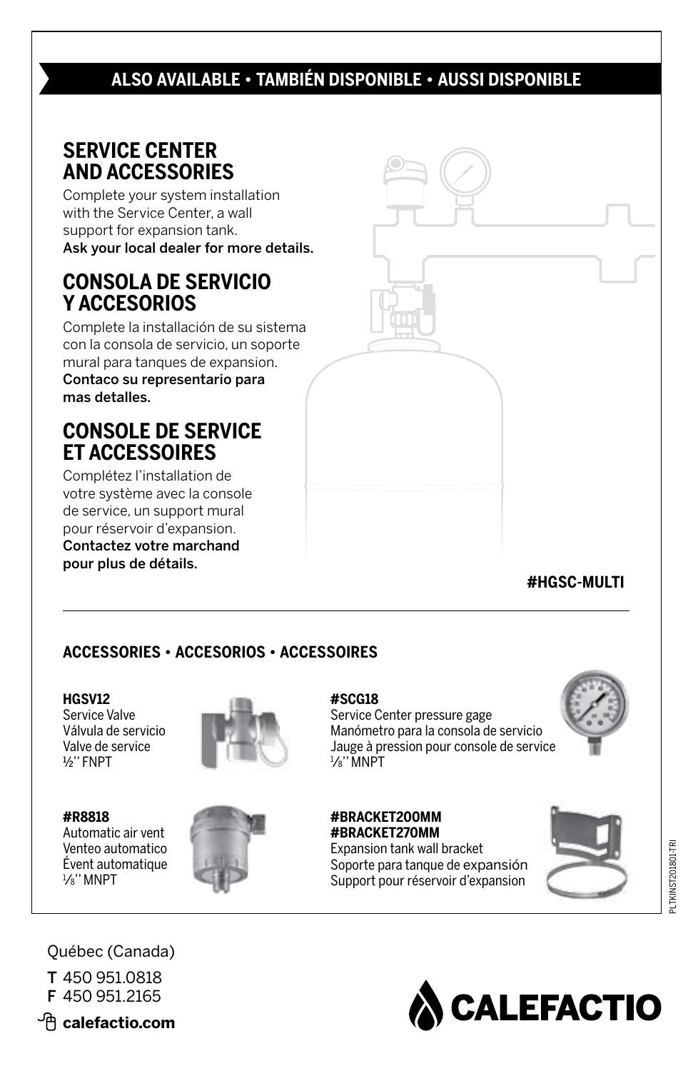## ALSO AVAILABLE • TAMBIÉN DISPONIBLE • AUSSI DISPONIBLE

### SERVICE CENTER AND ACCESSORIES

Complete your system installation with the Service Center, a wall support for expansion tank.
**Ask your local dealer for more details.**

### CONSOLA DE SERVICIO Y ACCESORIOS

Complete la instalación de su sistema con la consola de servicio, un soporte mural para tanques de expansion.
**Contaco su representario para mas detalles.**

### CONSOLE DE SERVICE ET ACCESSOIRES

Complétez l'installation de votre système avec la console de service, un support mural pour réservoir d'expansion.
**Contactez votre marchand pour plus de détails.**

**#HGSC-MULTI**

---

### ACCESSORIES • ACCESORIOS • ACCESSOIRES

**HGSV12**
Service Valve
Válvula de servicio
Valve de service
½'' FNPT

**#SCG18**
Service Center pressure gage
Manómetro para la consola de servicio
Jauge à pression pour console de service
⅛'' MNPT

**#R8818**
Automatic air vent
Venteo automatico
Évent automatique
⅛'' MNPT

**#BRACKET200MM**
**#BRACKET270MM**
Expansion tank wall bracket
Soporte para tanque de expansión
Support pour réservoir d'expansion

PLTKINST201801-TRI

Québec (Canada)
**T** 450 951.0818
**F** 450 951.2165
**calefactio.com**

CALEFACTIO